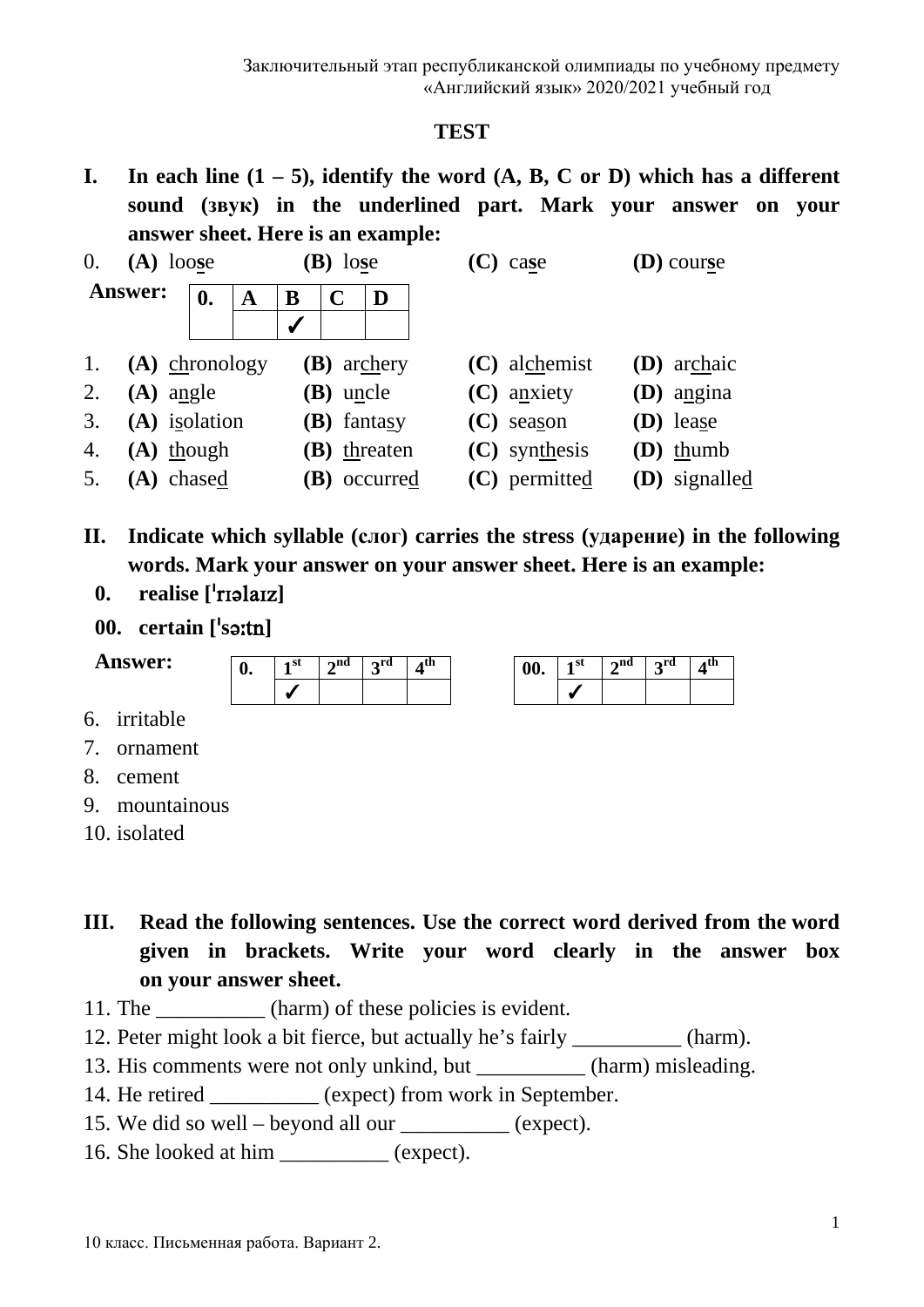Заключительный этап республиканской олимпиады по учебному предмету «Английский язык» 2020/2021 учебный год

## TEST

**I. In each line (1 – 5), identify the word (A, B, C or D) which has a different sound (звук) in the underlined part. Mark your answer on your answer sheet. Here is an example:**

0. **(A)** loo<u>s</u>e **(B)** lo<u>s</u>e **(C)** ca<u>s</u>e **(D)** cour<u>s</u>e

**Answer:**

| 0. | A | B | C | D |
|---|---|---|---|---|
| | | ✓ | | |

1. **(A)** <u>ch</u>ronology **(B)** ar<u>ch</u>ery **(C)** al<u>ch</u>emist **(D)** ar<u>ch</u>aic
2. **(A)** a<u>n</u>gle **(B)** u<u>n</u>cle **(C)** a<u>n</u>xiety **(D)** a<u>n</u>gina
3. **(A)** i<u>s</u>olation **(B)** fanta<u>s</u>y **(C)** sea<u>s</u>on **(D)** lea<u>s</u>e
4. **(A)** <u>th</u>ough **(B)** <u>th</u>reaten **(C)** syn<u>th</u>esis **(D)** <u>th</u>umb
5. **(A)** chase<u>d</u> **(B)** occurre<u>d</u> **(C)** permitte<u>d</u> **(D)** signalle<u>d</u>

**II. Indicate which syllable (слог) carries the stress (ударение) in the following words. Mark your answer on your answer sheet. Here is an example:**

**0. realise [ˈrɪəlaɪz]**

**00. certain [ˈsəːtn]**

**Answer:**

| 0. | 1st | 2nd | 3rd | 4th |
|---|---|---|---|---|
| | ✓ | | | |

| 00. | 1st | 2nd | 3rd | 4th |
|---|---|---|---|---|
| | ✓ | | | |

6. irritable
7. ornament
8. cement
9. mountainous
10. isolated

**III. Read the following sentences. Use the correct word derived from the word given in brackets. Write your word clearly in the answer box on your answer sheet.**

11. The __________ (harm) of these policies is evident.
12. Peter might look a bit fierce, but actually he's fairly __________ (harm).
13. His comments were not only unkind, but __________ (harm) misleading.
14. He retired __________ (expect) from work in September.
15. We did so well – beyond all our __________ (expect).
16. She looked at him __________ (expect).

10 класс. Письменная работа. Вариант 2.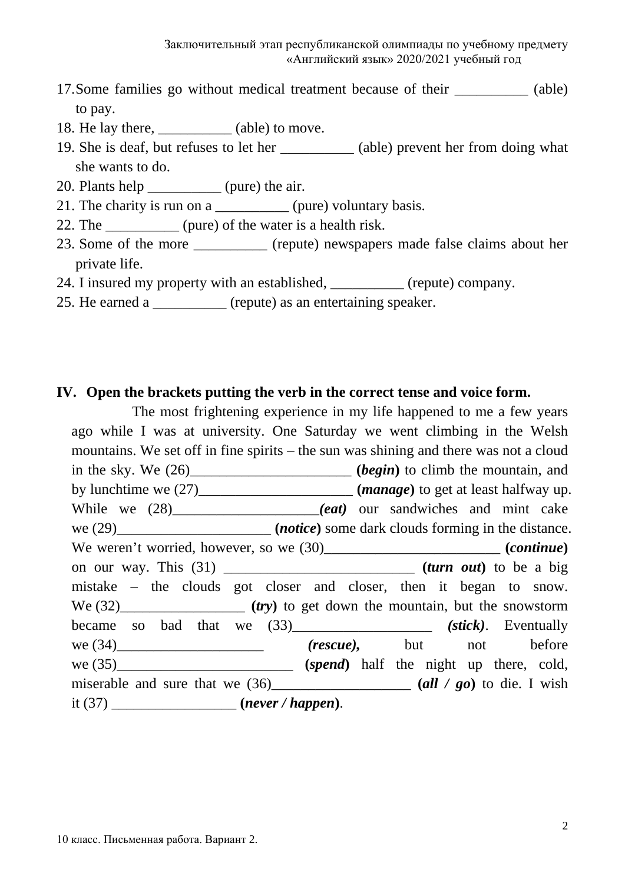17. Some families go without medical treatment because of their __________ (able) to pay.
18. He lay there, __________ (able) to move.
19. She is deaf, but refuses to let her __________ (able) prevent her from doing what she wants to do.
20. Plants help __________ (pure) the air.
21. The charity is run on a __________ (pure) voluntary basis.
22. The __________ (pure) of the water is a health risk.
23. Some of the more __________ (repute) newspapers made false claims about her private life.
24. I insured my property with an established, __________ (repute) company.
25. He earned a __________ (repute) as an entertaining speaker.

## IV. Open the brackets putting the verb in the correct tense and voice form.

The most frightening experience in my life happened to me a few years ago while I was at university. One Saturday we went climbing in the Welsh mountains. We set off in fine spirits – the sun was shining and there was not a cloud in the sky. We (26)______________________ **(*begin*)** to climb the mountain, and by lunchtime we (27)_____________________ **(*manage*)** to get at least halfway up. While we (28)____________________***(eat)*** our sandwiches and mint cake we (29)_____________________ **(*notice*)** some dark clouds forming in the distance. We weren't worried, however, so we (30)________________________ **(*continue*)** on our way. This (31) __________________________ **(*turn out*)** to be a big mistake – the clouds got closer and closer, then it began to snow. We (32)_________________ **(*try*)** to get down the mountain, but the snowstorm became so bad that we (33)___________________ ***(stick)***. Eventually we (34)____________________ ***(rescue),*** but not before we (35)________________________ **(*spend*)** half the night up there, cold, miserable and sure that we (36)___________________ **(*all / go*)** to die. I wish it (37) _________________ **(*never / happen*)**.

10 класс. Письменная работа. Вариант 2.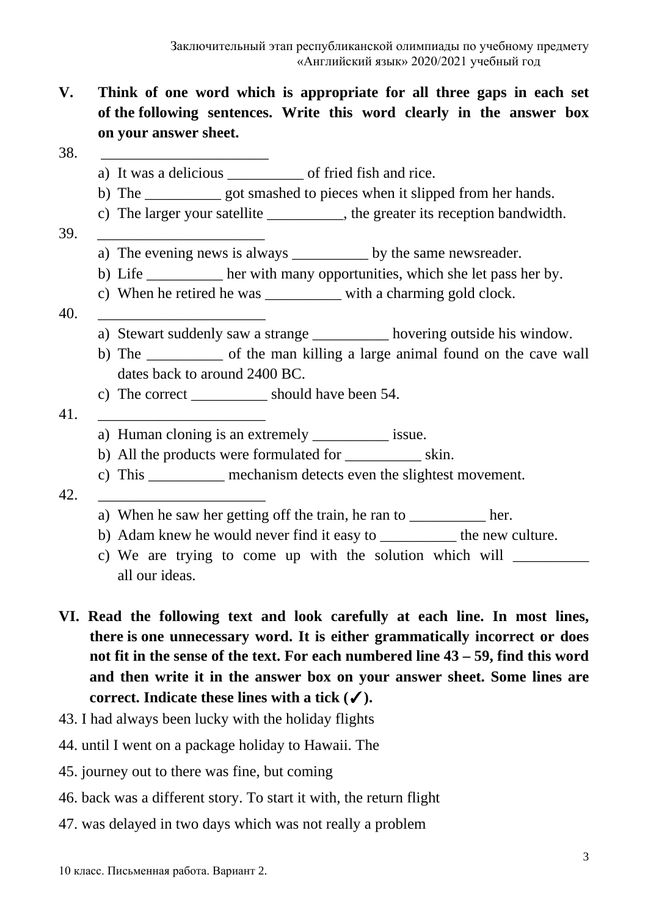**V. Think of one word which is appropriate for all three gaps in each set of the following sentences. Write this word clearly in the answer box on your answer sheet.**

38. ______________________

a) It was a delicious __________ of fried fish and rice.
b) The __________ got smashed to pieces when it slipped from her hands.
c) The larger your satellite __________, the greater its reception bandwidth.

39. ______________________

a) The evening news is always __________ by the same newsreader.
b) Life __________ her with many opportunities, which she let pass her by.
c) When he retired he was __________ with a charming gold clock.

40. ______________________

a) Stewart suddenly saw a strange __________ hovering outside his window.
b) The __________ of the man killing a large animal found on the cave wall dates back to around 2400 BC.
c) The correct __________ should have been 54.

41. ______________________

a) Human cloning is an extremely __________ issue.
b) All the products were formulated for __________ skin.
c) This __________ mechanism detects even the slightest movement.

42. ______________________

a) When he saw her getting off the train, he ran to __________ her.
b) Adam knew he would never find it easy to __________ the new culture.
c) We are trying to come up with the solution which will __________ all our ideas.

**VI. Read the following text and look carefully at each line. In most lines, there is one unnecessary word. It is either grammatically incorrect or does not fit in the sense of the text. For each numbered line 43 – 59, find this word and then write it in the answer box on your answer sheet. Some lines are correct. Indicate these lines with a tick (✓).**

43. I had always been lucky with the holiday flights
44. until I went on a package holiday to Hawaii. The
45. journey out to there was fine, but coming
46. back was a different story. To start it with, the return flight
47. was delayed in two days which was not really a problem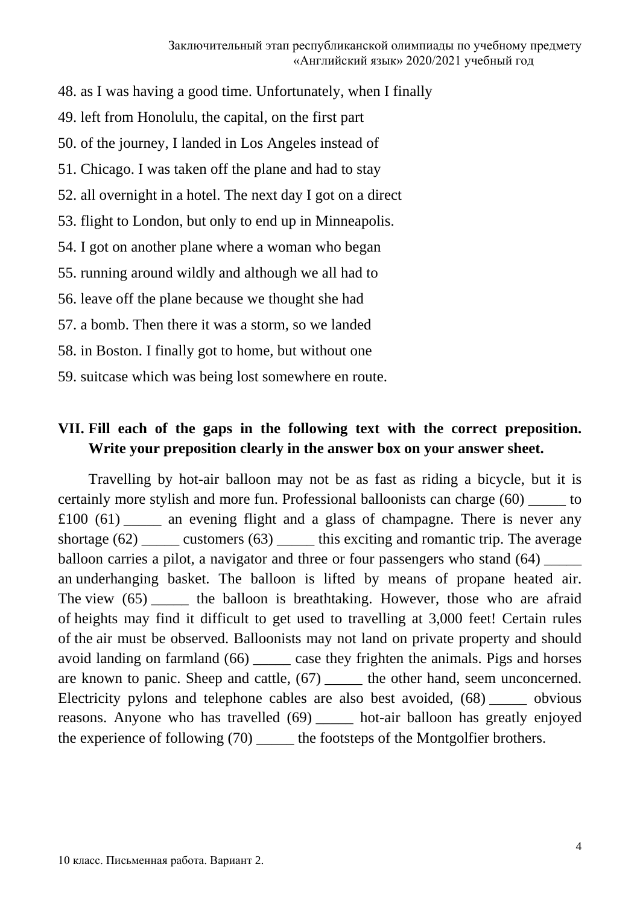48. as I was having a good time. Unfortunately, when I finally
49. left from Honolulu, the capital, on the first part
50. of the journey, I landed in Los Angeles instead of
51. Chicago. I was taken off the plane and had to stay
52. all overnight in a hotel. The next day I got on a direct
53. flight to London, but only to end up in Minneapolis.
54. I got on another plane where a woman who began
55. running around wildly and although we all had to
56. leave off the plane because we thought she had
57. a bomb. Then there it was a storm, so we landed
58. in Boston. I finally got to home, but without one
59. suitcase which was being lost somewhere en route.

## VII. Fill each of the gaps in the following text with the correct preposition. Write your preposition clearly in the answer box on your answer sheet.

Travelling by hot-air balloon may not be as fast as riding a bicycle, but it is certainly more stylish and more fun. Professional balloonists can charge (60) _____ to £100 (61) _____ an evening flight and a glass of champagne. There is never any shortage (62) _____ customers (63) _____ this exciting and romantic trip. The average balloon carries a pilot, a navigator and three or four passengers who stand (64) _____ an underhanging basket. The balloon is lifted by means of propane heated air. The view (65) _____ the balloon is breathtaking. However, those who are afraid of heights may find it difficult to get used to travelling at 3,000 feet! Certain rules of the air must be observed. Balloonists may not land on private property and should avoid landing on farmland (66) _____ case they frighten the animals. Pigs and horses are known to panic. Sheep and cattle, (67) _____ the other hand, seem unconcerned. Electricity pylons and telephone cables are also best avoided, (68) _____ obvious reasons. Anyone who has travelled (69) _____ hot-air balloon has greatly enjoyed the experience of following (70) _____ the footsteps of the Montgolfier brothers.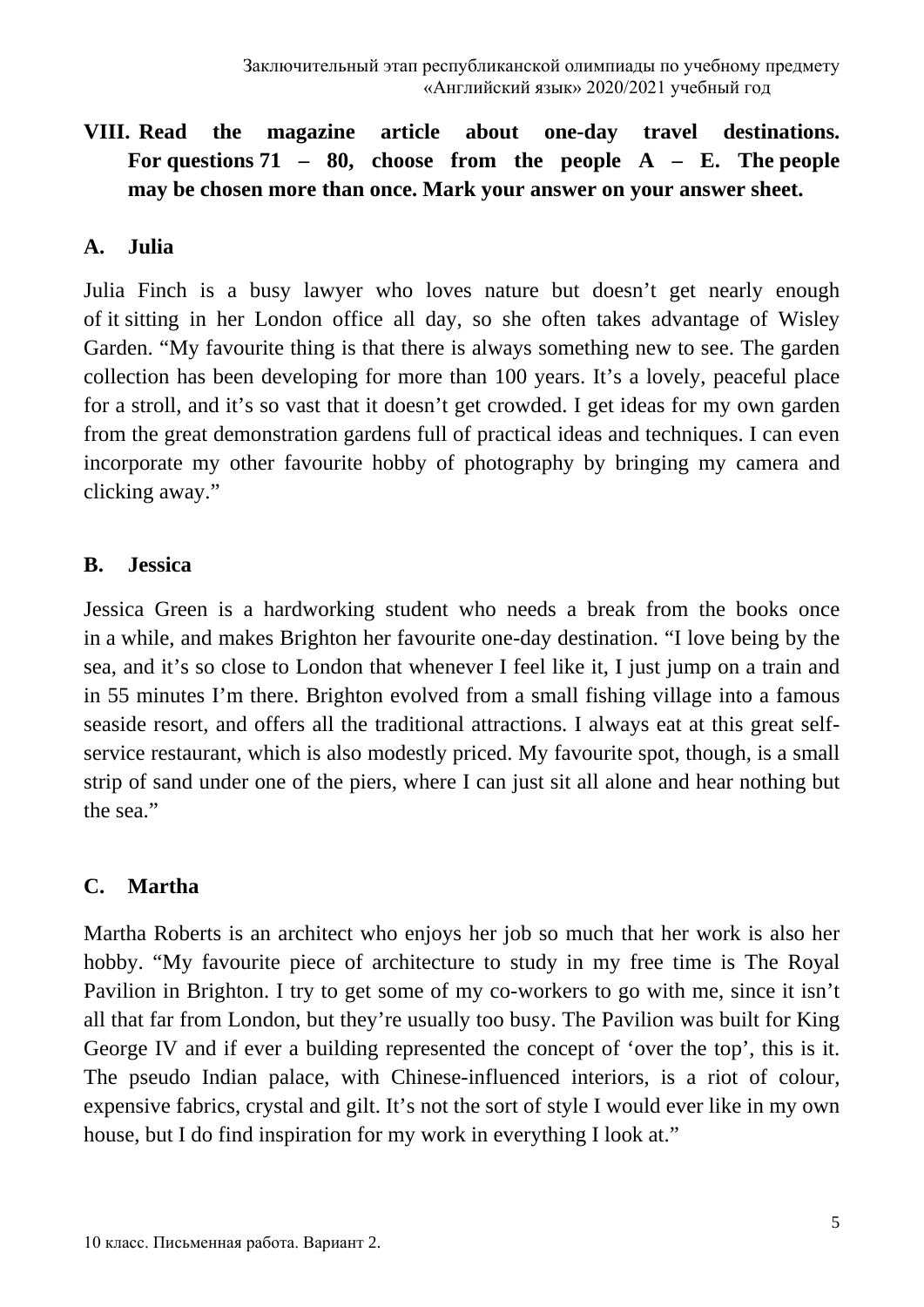## VIII. Read the magazine article about one-day travel destinations. For questions 71 – 80, choose from the people A – E. The people may be chosen more than once. Mark your answer on your answer sheet.

### A. Julia

Julia Finch is a busy lawyer who loves nature but doesn't get nearly enough of it sitting in her London office all day, so she often takes advantage of Wisley Garden. "My favourite thing is that there is always something new to see. The garden collection has been developing for more than 100 years. It's a lovely, peaceful place for a stroll, and it's so vast that it doesn't get crowded. I get ideas for my own garden from the great demonstration gardens full of practical ideas and techniques. I can even incorporate my other favourite hobby of photography by bringing my camera and clicking away."

### B. Jessica

Jessica Green is a hardworking student who needs a break from the books once in a while, and makes Brighton her favourite one-day destination. "I love being by the sea, and it's so close to London that whenever I feel like it, I just jump on a train and in 55 minutes I'm there. Brighton evolved from a small fishing village into a famous seaside resort, and offers all the traditional attractions. I always eat at this great self-service restaurant, which is also modestly priced. My favourite spot, though, is a small strip of sand under one of the piers, where I can just sit all alone and hear nothing but the sea."

### C. Martha

Martha Roberts is an architect who enjoys her job so much that her work is also her hobby. "My favourite piece of architecture to study in my free time is The Royal Pavilion in Brighton. I try to get some of my co-workers to go with me, since it isn't all that far from London, but they're usually too busy. The Pavilion was built for King George IV and if ever a building represented the concept of 'over the top', this is it. The pseudo Indian palace, with Chinese-influenced interiors, is a riot of colour, expensive fabrics, crystal and gilt. It's not the sort of style I would ever like in my own house, but I do find inspiration for my work in everything I look at."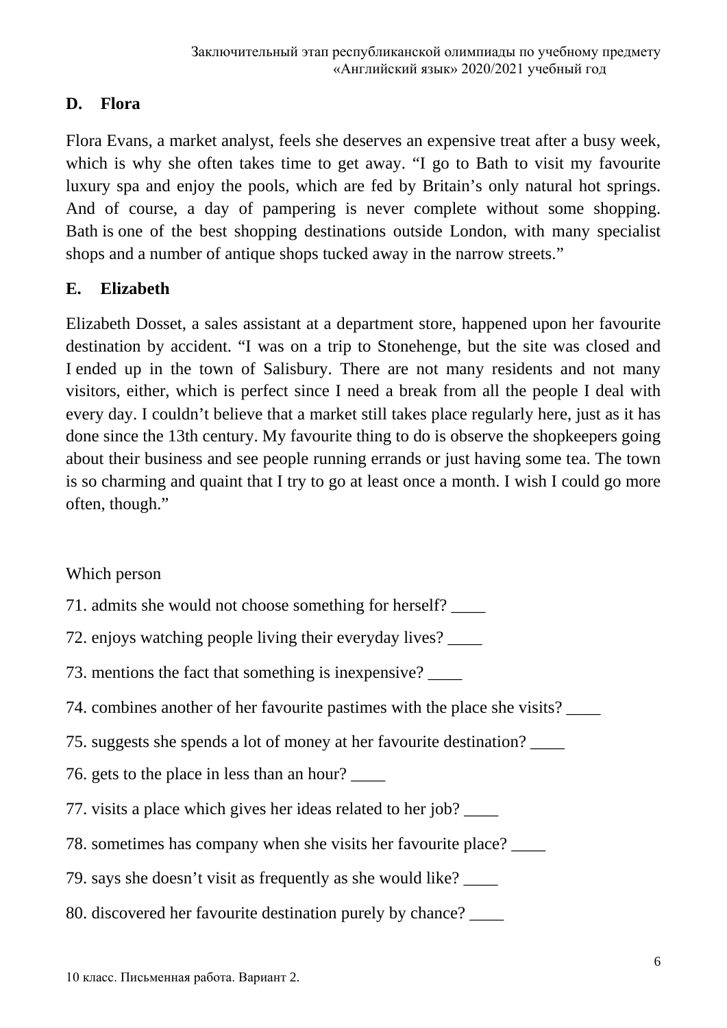## D. Flora

Flora Evans, a market analyst, feels she deserves an expensive treat after a busy week, which is why she often takes time to get away. “I go to Bath to visit my favourite luxury spa and enjoy the pools, which are fed by Britain’s only natural hot springs. And of course, a day of pampering is never complete without some shopping. Bath is one of the best shopping destinations outside London, with many specialist shops and a number of antique shops tucked away in the narrow streets.”

## E. Elizabeth

Elizabeth Dosset, a sales assistant at a department store, happened upon her favourite destination by accident. “I was on a trip to Stonehenge, but the site was closed and I ended up in the town of Salisbury. There are not many residents and not many visitors, either, which is perfect since I need a break from all the people I deal with every day. I couldn’t believe that a market still takes place regularly here, just as it has done since the 13th century. My favourite thing to do is observe the shopkeepers going about their business and see people running errands or just having some tea. The town is so charming and quaint that I try to go at least once a month. I wish I could go more often, though.”

Which person

71. admits she would not choose something for herself? ____
72. enjoys watching people living their everyday lives? ____
73. mentions the fact that something is inexpensive? ____
74. combines another of her favourite pastimes with the place she visits? ____
75. suggests she spends a lot of money at her favourite destination? ____
76. gets to the place in less than an hour? ____
77. visits a place which gives her ideas related to her job? ____
78. sometimes has company when she visits her favourite place? ____
79. says she doesn’t visit as frequently as she would like? ____
80. discovered her favourite destination purely by chance? ____